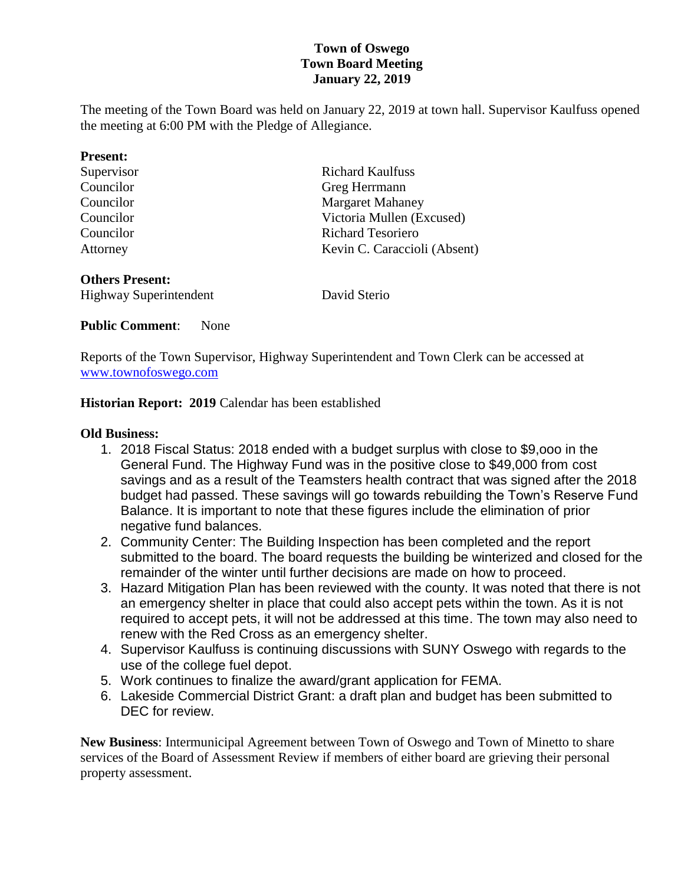# Town of Oswego
## Town Board Meeting
## January 22, 2019

The meeting of the Town Board was held on January 22, 2019 at town hall. Supervisor Kaulfuss opened the meeting at 6:00 PM with the Pledge of Allegiance.

**Present:**

| | |
|---|---|
| Supervisor | Richard Kaulfuss |
| Councilor | Greg Herrmann |
| Councilor | Margaret Mahaney |
| Councilor | Victoria Mullen (Excused) |
| Councilor | Richard Tesoriero |
| Attorney | Kevin C. Caraccioli (Absent) |

**Others Present:**

| | |
|---|---|
| Highway Superintendent | David Sterio |

**Public Comment**: None

Reports of the Town Supervisor, Highway Superintendent and Town Clerk can be accessed at www.townofoswego.com

**Historian Report: 2019** Calendar has been established

**Old Business:**

1. 2018 Fiscal Status: 2018 ended with a budget surplus with close to $9,ooo in the General Fund. The Highway Fund was in the positive close to $49,000 from cost savings and as a result of the Teamsters health contract that was signed after the 2018 budget had passed. These savings will go towards rebuilding the Town's Reserve Fund Balance. It is important to note that these figures include the elimination of prior negative fund balances.
2. Community Center: The Building Inspection has been completed and the report submitted to the board. The board requests the building be winterized and closed for the remainder of the winter until further decisions are made on how to proceed.
3. Hazard Mitigation Plan has been reviewed with the county. It was noted that there is not an emergency shelter in place that could also accept pets within the town. As it is not required to accept pets, it will not be addressed at this time. The town may also need to renew with the Red Cross as an emergency shelter.
4. Supervisor Kaulfuss is continuing discussions with SUNY Oswego with regards to the use of the college fuel depot.
5. Work continues to finalize the award/grant application for FEMA.
6. Lakeside Commercial District Grant: a draft plan and budget has been submitted to DEC for review.

**New Business**: Intermunicipal Agreement between Town of Oswego and Town of Minetto to share services of the Board of Assessment Review if members of either board are grieving their personal property assessment.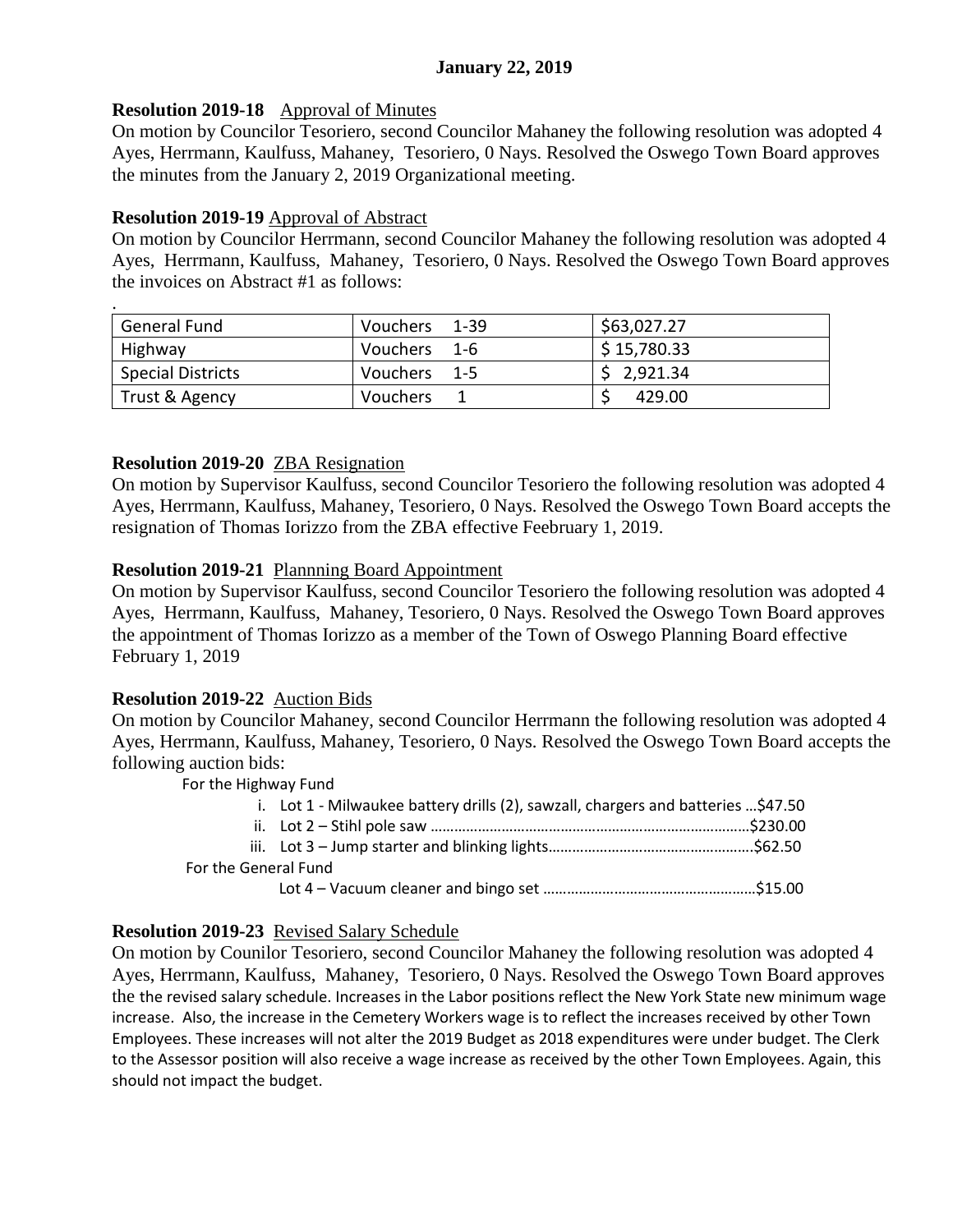**January 22, 2019**

**Resolution 2019-18** Approval of Minutes

On motion by Councilor Tesoriero, second Councilor Mahaney the following resolution was adopted 4 Ayes, Herrmann, Kaulfuss, Mahaney, Tesoriero, 0 Nays. Resolved the Oswego Town Board approves the minutes from the January 2, 2019 Organizational meeting.

**Resolution 2019-19** Approval of Abstract

On motion by Councilor Herrmann, second Councilor Mahaney the following resolution was adopted 4 Ayes, Herrmann, Kaulfuss, Mahaney, Tesoriero, 0 Nays. Resolved the Oswego Town Board approves the invoices on Abstract #1 as follows:

| General Fund | Vouchers 1-39 | $63,027.27 |
|---|---|---|
| Highway | Vouchers 1-6 | $ 15,780.33 |
| Special Districts | Vouchers 1-5 | $ 2,921.34 |
| Trust & Agency | Vouchers 1 | $ 429.00 |

**Resolution 2019-20** ZBA Resignation

On motion by Supervisor Kaulfuss, second Councilor Tesoriero the following resolution was adopted 4 Ayes, Herrmann, Kaulfuss, Mahaney, Tesoriero, 0 Nays. Resolved the Oswego Town Board accepts the resignation of Thomas Iorizzo from the ZBA effective Feebruary 1, 2019.

**Resolution 2019-21** Plannning Board Appointment

On motion by Supervisor Kaulfuss, second Councilor Tesoriero the following resolution was adopted 4 Ayes, Herrmann, Kaulfuss, Mahaney, Tesoriero, 0 Nays. Resolved the Oswego Town Board approves the appointment of Thomas Iorizzo as a member of the Town of Oswego Planning Board effective February 1, 2019

**Resolution 2019-22** Auction Bids

On motion by Councilor Mahaney, second Councilor Herrmann the following resolution was adopted 4 Ayes, Herrmann, Kaulfuss, Mahaney, Tesoriero, 0 Nays. Resolved the Oswego Town Board accepts the following auction bids:

For the Highway Fund

i. Lot 1 - Milwaukee battery drills (2), sawzall, chargers and batteries …$47.50
ii. Lot 2 – Stihl pole saw ……………………………………………………………………$230.00
iii. Lot 3 – Jump starter and blinking lights……………………………………………$62.50

For the General Fund

Lot 4 – Vacuum cleaner and bingo set ………………………………………………$15.00

**Resolution 2019-23** Revised Salary Schedule

On motion by Counilor Tesoriero, second Councilor Mahaney the following resolution was adopted 4 Ayes, Herrmann, Kaulfuss, Mahaney, Tesoriero, 0 Nays. Resolved the Oswego Town Board approves the the revised salary schedule. Increases in the Labor positions reflect the New York State new minimum wage increase. Also, the increase in the Cemetery Workers wage is to reflect the increases received by other Town Employees. These increases will not alter the 2019 Budget as 2018 expenditures were under budget. The Clerk to the Assessor position will also receive a wage increase as received by the other Town Employees. Again, this should not impact the budget.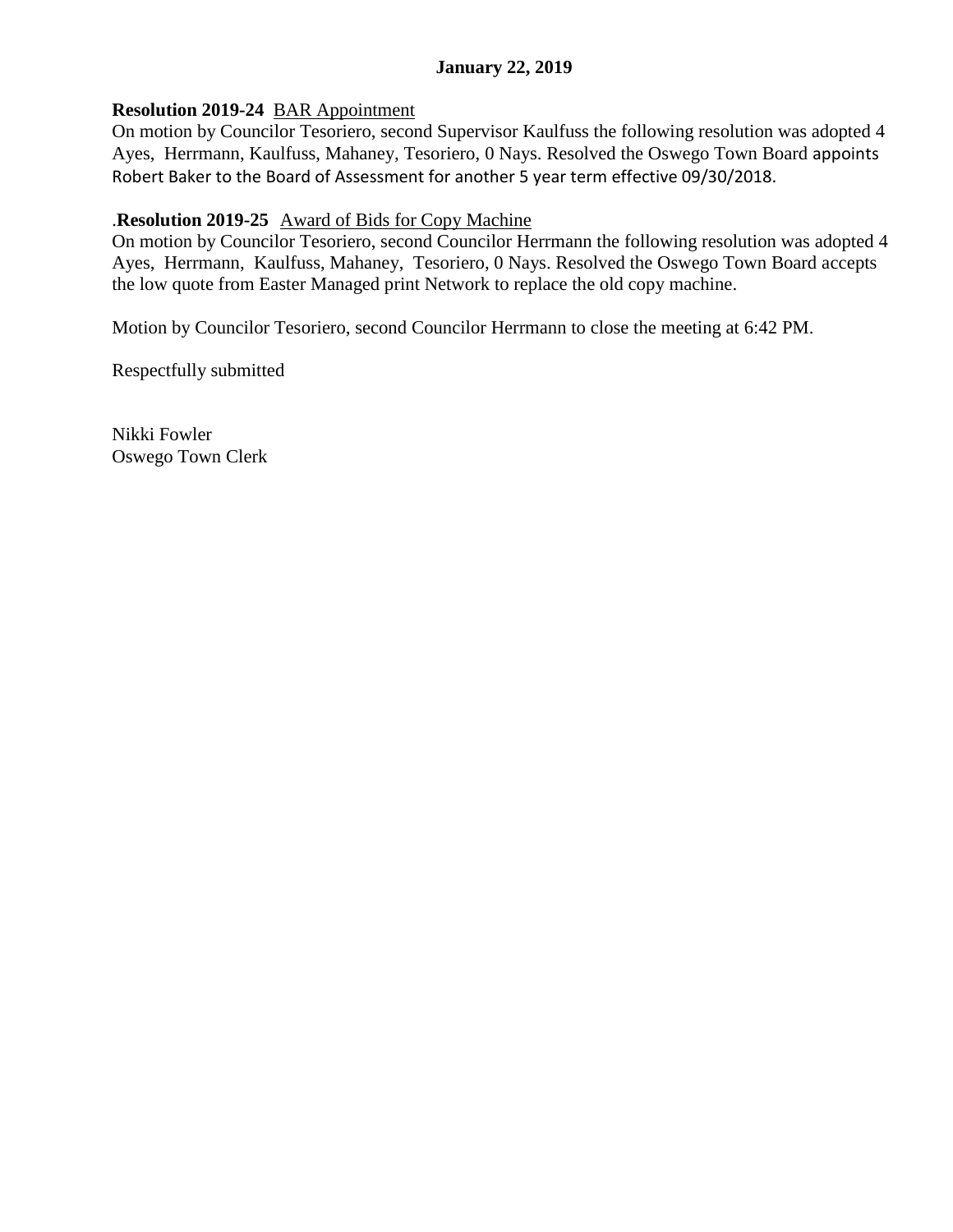**January 22, 2019**

**Resolution 2019-24** <u>BAR Appointment</u>
On motion by Councilor Tesoriero, second Supervisor Kaulfuss the following resolution was adopted 4 Ayes, Herrmann, Kaulfuss, Mahaney, Tesoriero, 0 Nays. Resolved the Oswego Town Board appoints Robert Baker to the Board of Assessment for another 5 year term effective 09/30/2018.

.**Resolution 2019-25** <u>Award of Bids for Copy Machine</u>
On motion by Councilor Tesoriero, second Councilor Herrmann the following resolution was adopted 4 Ayes, Herrmann, Kaulfuss, Mahaney, Tesoriero, 0 Nays. Resolved the Oswego Town Board accepts the low quote from Easter Managed print Network to replace the old copy machine.

Motion by Councilor Tesoriero, second Councilor Herrmann to close the meeting at 6:42 PM.

Respectfully submitted

Nikki Fowler
Oswego Town Clerk